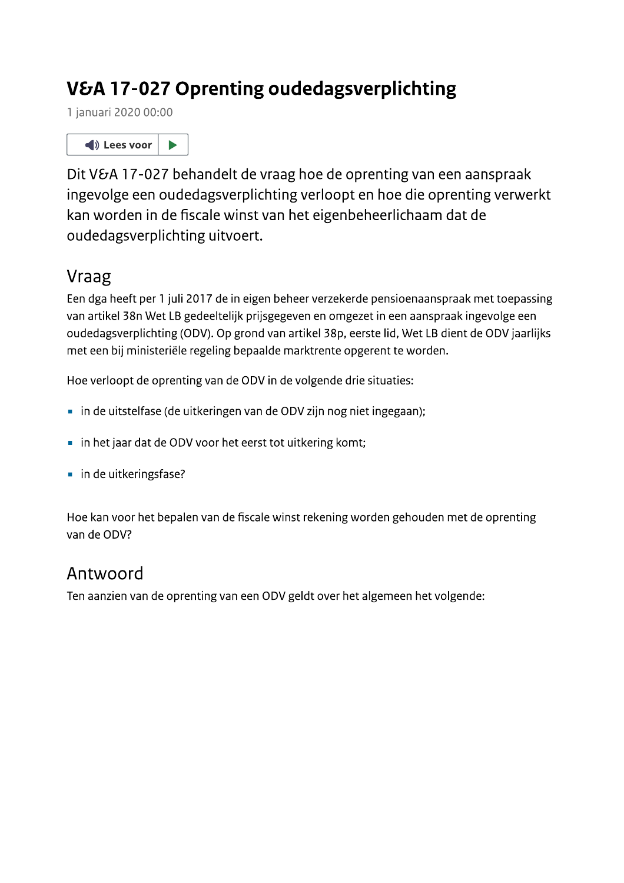# V&A 17-027 Oprenting oudedagsverplichting

1 januari 2020 00:00

Dit V&A 17-027 behandelt de vraag hoe de oprenting van een aanspraak ingevolge een oudedagsverplichting verloopt en hoe die oprenting verwerkt kan worden in de fiscale winst van het eigenbeheerlichaam dat de oudedagsverplichting uitvoert.

## Vraag

Een dga heeft per 1 juli 2017 de in eigen beheer verzekerde pensioenaanspraak met toepassing van artikel 38n Wet LB gedeeltelijk prijsgegeven en omgezet in een aanspraak ingevolge een oudedagsverplichting (ODV). Op grond van artikel 38p, eerste lid, Wet LB dient de ODV jaarlijks met een bij ministeriële regeling bepaalde marktrente opgerent te worden.

Hoe verloopt de oprenting van de ODV in de volgende drie situaties:

- in de uitstelfase (de uitkeringen van de ODV zijn nog niet ingegaan);
- in het jaar dat de ODV voor het eerst tot uitkering komt;
- in de uitkeringsfase?

Hoe kan voor het bepalen van de fiscale winst rekening worden gehouden met de oprenting van de ODV?

## Antwoord

Ten aanzien van de oprenting van een ODV geldt over het algemeen het volgende: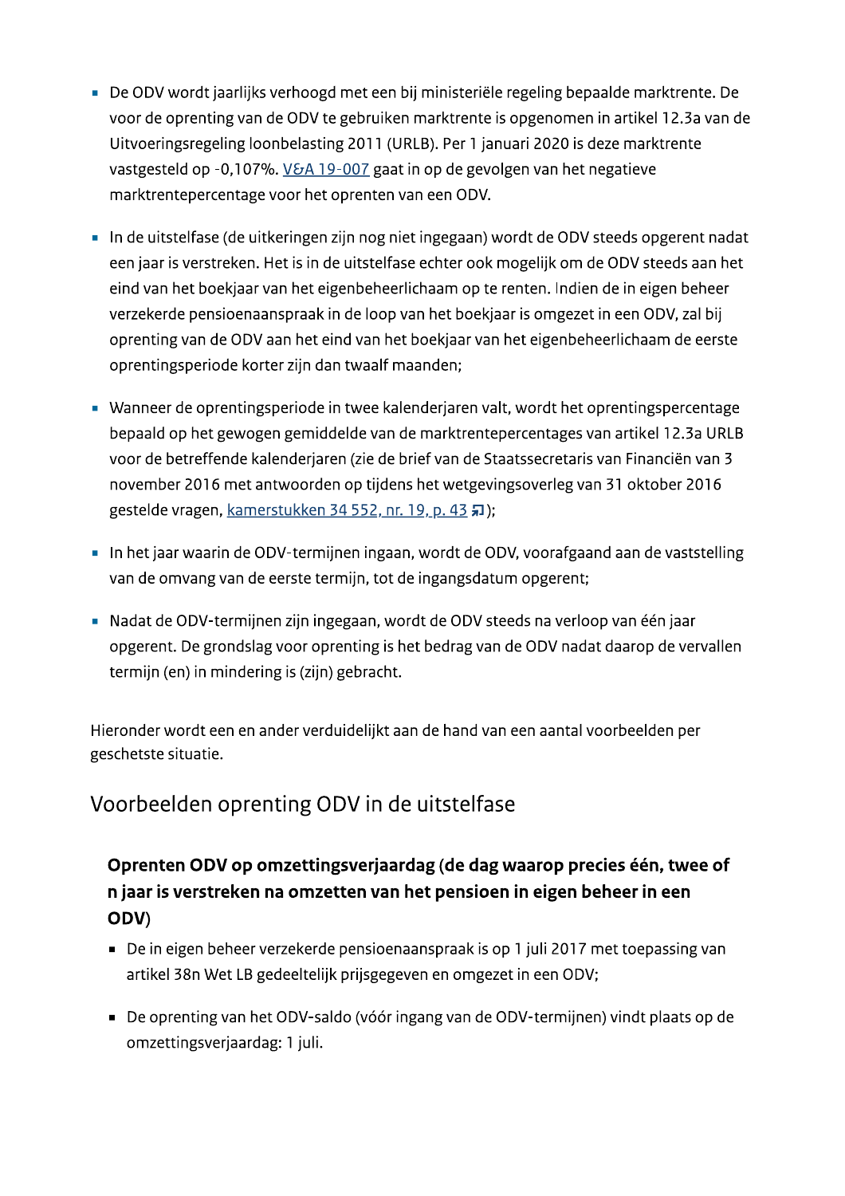- De ODV wordt jaarlijks verhoogd met een bij ministeriële regeling bepaalde marktrente. De voor de oprenting van de ODV te gebruiken marktrente is opgenomen in artikel 12.3a van de Uitvoeringsregeling loonbelasting 2011 (URLB). Per 1 januari 2020 is deze marktrente vastgesteld op -0,107%. V&A 19-007 gaat in op de gevolgen van het negatieve marktrentepercentage voor het oprenten van een ODV.

- In de uitstelfase (de uitkeringen zijn nog niet ingegaan) wordt de ODV steeds opgerent nadat een jaar is verstreken. Het is in de uitstelfase echter ook mogelijk om de ODV steeds aan het eind van het boekjaar van het eigenbeheerlichaam op te renten. Indien de in eigen beheer verzekerde pensioenaanspraak in de loop van het boekjaar is omgezet in een ODV, zal bij oprenting van de ODV aan het eind van het boekjaar van het eigenbeheerlichaam de eerste oprentingsperiode korter zijn dan twaalf maanden;

- Wanneer de oprentingsperiode in twee kalenderjaren valt, wordt het oprentingspercentage bepaald op het gewogen gemiddelde van de marktrentepercentages van artikel 12.3a URLB voor de betreffende kalenderjaren (zie de brief van de Staatssecretaris van Financiën van 3 november 2016 met antwoorden op tijdens het wetgevingsoverleg van 31 oktober 2016 gestelde vragen, kamerstukken 34 552, nr. 19, p. 43);

- In het jaar waarin de ODV-termijnen ingaan, wordt de ODV, voorafgaand aan de vaststelling van de omvang van de eerste termijn, tot de ingangsdatum opgerent;

- Nadat de ODV-termijnen zijn ingegaan, wordt de ODV steeds na verloop van één jaar opgerent. De grondslag voor oprenting is het bedrag van de ODV nadat daarop de vervallen termijn (en) in mindering is (zijn) gebracht.

Hieronder wordt een en ander verduidelijkt aan de hand van een aantal voorbeelden per geschetste situatie.

## Voorbeelden oprenting ODV in de uitstelfase

### Oprenten ODV op omzettingsverjaardag (de dag waarop precies één, twee of n jaar is verstreken na omzetten van het pensioen in eigen beheer in een ODV)

- De in eigen beheer verzekerde pensioenaanspraak is op 1 juli 2017 met toepassing van artikel 38n Wet LB gedeeltelijk prijsgegeven en omgezet in een ODV;

- De oprenting van het ODV-saldo (vóór ingang van de ODV-termijnen) vindt plaats op de omzettingsverjaardag: 1 juli.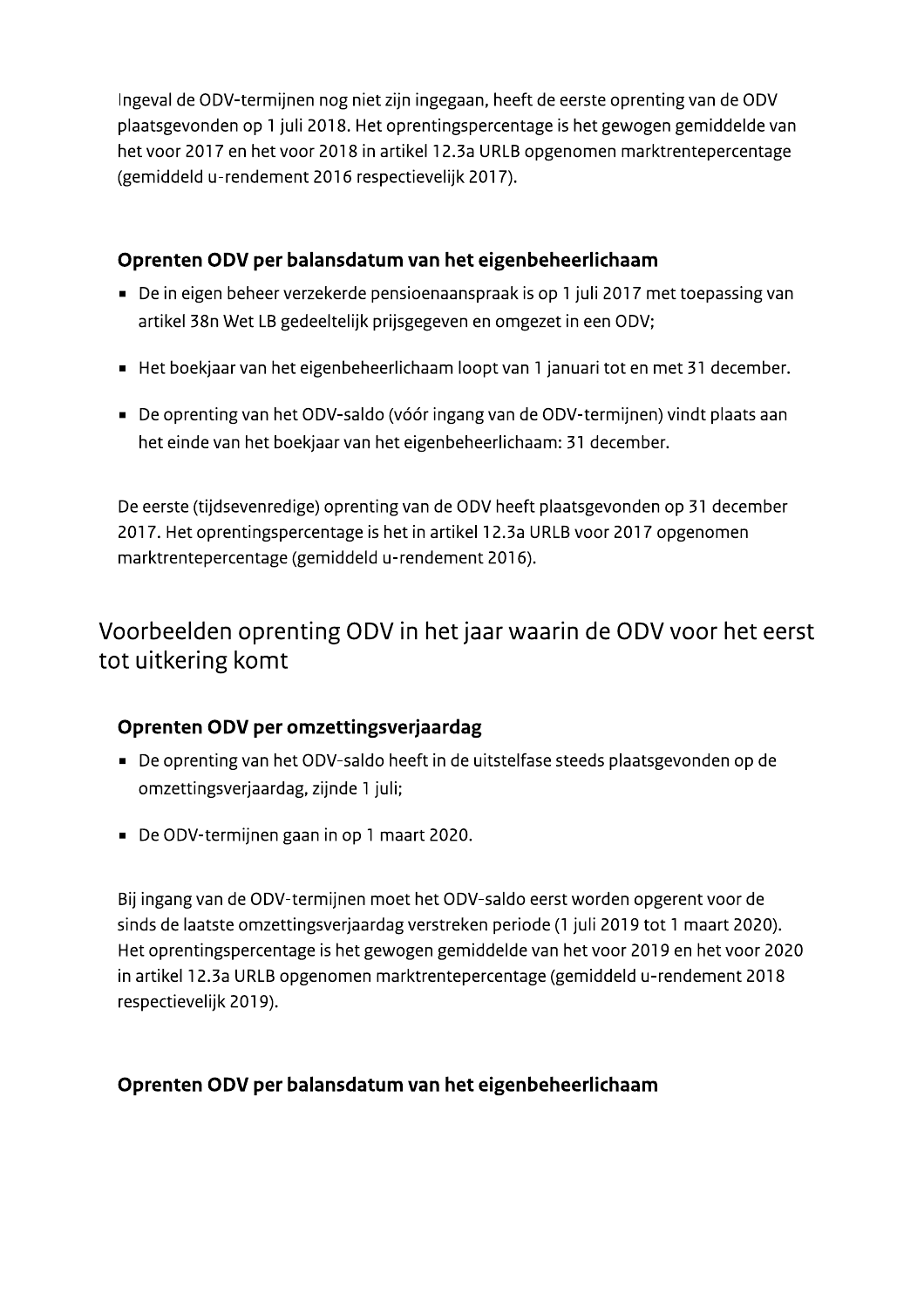Ingeval de ODV-termijnen nog niet zijn ingegaan, heeft de eerste oprenting van de ODV plaatsgevonden op 1 juli 2018. Het oprentingspercentage is het gewogen gemiddelde van het voor 2017 en het voor 2018 in artikel 12.3a URLB opgenomen marktrentepercentage (gemiddeld u-rendement 2016 respectievelijk 2017).

### Oprenten ODV per balansdatum van het eigenbeheerlichaam

- De in eigen beheer verzekerde pensioenaanspraak is op 1 juli 2017 met toepassing van artikel 38n Wet LB gedeeltelijk prijsgegeven en omgezet in een ODV;
- Het boekjaar van het eigenbeheerlichaam loopt van 1 januari tot en met 31 december.
- De oprenting van het ODV-saldo (vóór ingang van de ODV-termijnen) vindt plaats aan het einde van het boekjaar van het eigenbeheerlichaam: 31 december.

De eerste (tijdsevenredige) oprenting van de ODV heeft plaatsgevonden op 31 december 2017. Het oprentingspercentage is het in artikel 12.3a URLB voor 2017 opgenomen marktrentepercentage (gemiddeld u-rendement 2016).

## Voorbeelden oprenting ODV in het jaar waarin de ODV voor het eerst tot uitkering komt

### Oprenten ODV per omzettingsverjaardag

- De oprenting van het ODV-saldo heeft in de uitstelfase steeds plaatsgevonden op de omzettingsverjaardag, zijnde 1 juli;
- De ODV-termijnen gaan in op 1 maart 2020.

Bij ingang van de ODV-termijnen moet het ODV-saldo eerst worden opgerent voor de sinds de laatste omzettingsverjaardag verstreken periode (1 juli 2019 tot 1 maart 2020). Het oprentingspercentage is het gewogen gemiddelde van het voor 2019 en het voor 2020 in artikel 12.3a URLB opgenomen marktrentepercentage (gemiddeld u-rendement 2018 respectievelijk 2019).

### Oprenten ODV per balansdatum van het eigenbeheerlichaam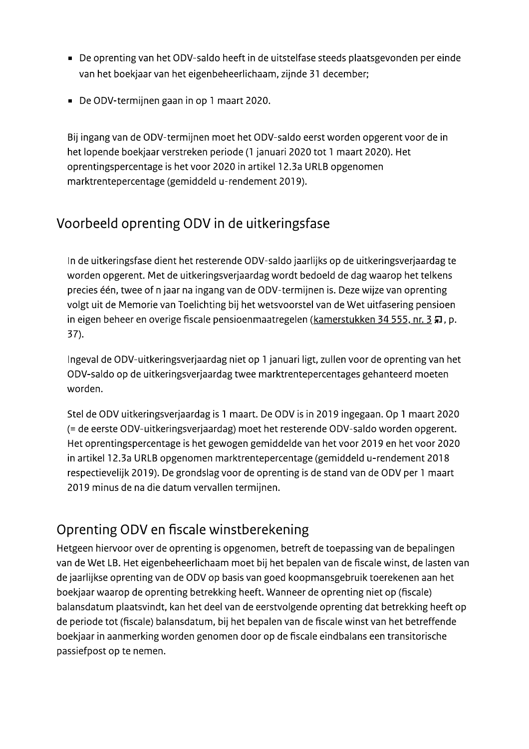- De oprenting van het ODV-saldo heeft in de uitstelfase steeds plaatsgevonden per einde van het boekjaar van het eigenbeheerlichaam, zijnde 31 december;
- De ODV-termijnen gaan in op 1 maart 2020.

Bij ingang van de ODV-termijnen moet het ODV-saldo eerst worden opgerent voor de in het lopende boekjaar verstreken periode (1 januari 2020 tot 1 maart 2020). Het oprentingspercentage is het voor 2020 in artikel 12.3a URLB opgenomen marktrentepercentage (gemiddeld u-rendement 2019).

## Voorbeeld oprenting ODV in de uitkeringsfase

In de uitkeringsfase dient het resterende ODV-saldo jaarlijks op de uitkeringsverjaardag te worden opgerent. Met de uitkeringsverjaardag wordt bedoeld de dag waarop het telkens precies één, twee of n jaar na ingang van de ODV-termijnen is. Deze wijze van oprenting volgt uit de Memorie van Toelichting bij het wetsvoorstel van de Wet uitfasering pensioen in eigen beheer en overige fiscale pensioenmaatregelen (kamerstukken 34 555, nr. 3, p. 37).

Ingeval de ODV-uitkeringsverjaardag niet op 1 januari ligt, zullen voor de oprenting van het ODV-saldo op de uitkeringsverjaardag twee marktrentepercentages gehanteerd moeten worden.

Stel de ODV uitkeringsverjaardag is 1 maart. De ODV is in 2019 ingegaan. Op 1 maart 2020 (= de eerste ODV-uitkeringsverjaardag) moet het resterende ODV-saldo worden opgerent. Het oprentingspercentage is het gewogen gemiddelde van het voor 2019 en het voor 2020 in artikel 12.3a URLB opgenomen marktrentepercentage (gemiddeld u-rendement 2018 respectievelijk 2019). De grondslag voor de oprenting is de stand van de ODV per 1 maart 2019 minus de na die datum vervallen termijnen.

## Oprenting ODV en fiscale winstberekening

Hetgeen hiervoor over de oprenting is opgenomen, betreft de toepassing van de bepalingen van de Wet LB. Het eigenbeheerlichaam moet bij het bepalen van de fiscale winst, de lasten van de jaarlijkse oprenting van de ODV op basis van goed koopmansgebruik toerekenen aan het boekjaar waarop de oprenting betrekking heeft. Wanneer de oprenting niet op (fiscale) balansdatum plaatsvindt, kan het deel van de eerstvolgende oprenting dat betrekking heeft op de periode tot (fiscale) balansdatum, bij het bepalen van de fiscale winst van het betreffende boekjaar in aanmerking worden genomen door op de fiscale eindbalans een transitorische passiefpost op te nemen.